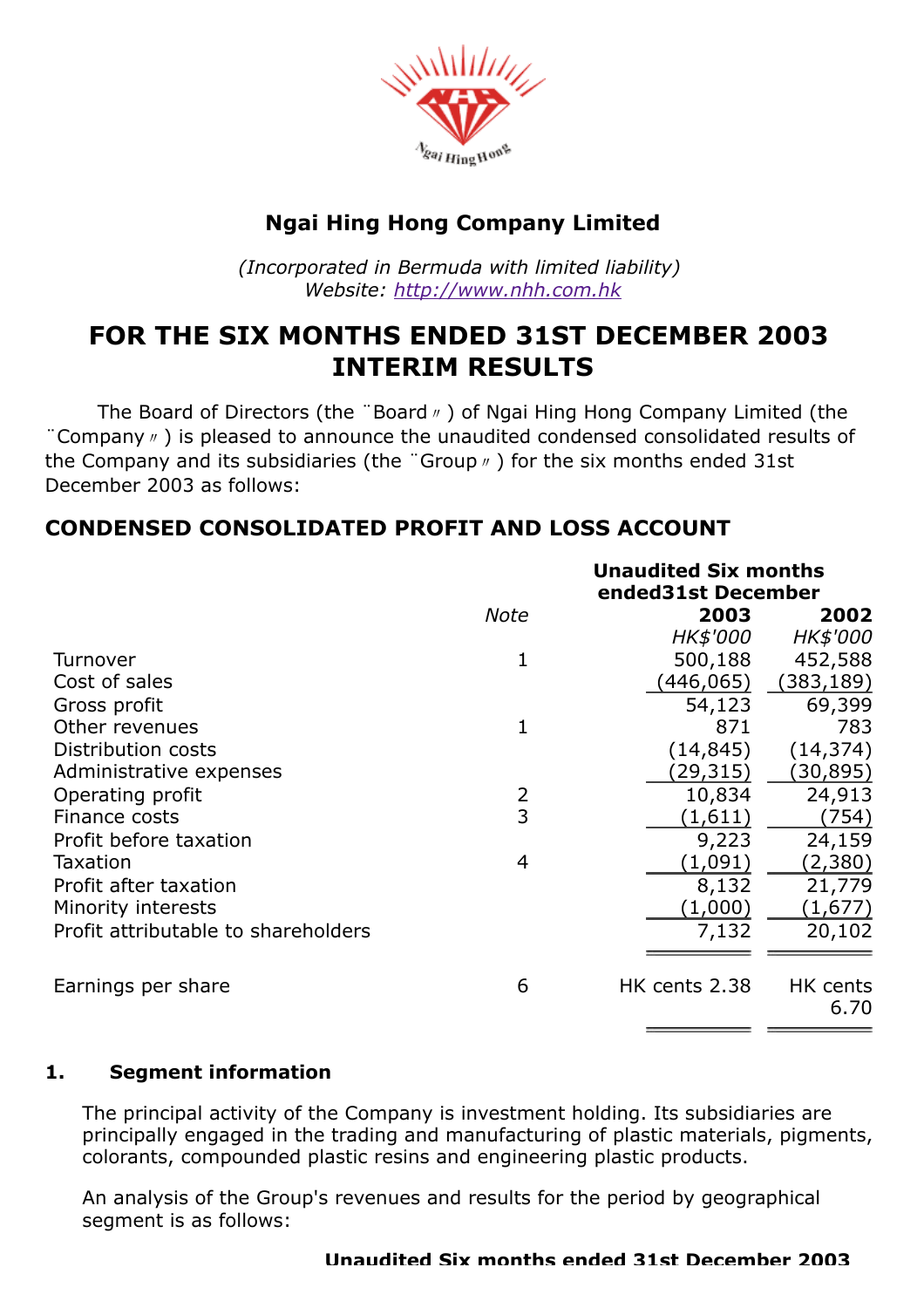# Ngai Hing Hong Company Limited

*(Incorporated in Bermuda with limited liability)*
*Website: http://www.nhh.com.hk*

# FOR THE SIX MONTHS ENDED 31ST DECEMBER 2003 INTERIM RESULTS

The Board of Directors (the "Board") of Ngai Hing Hong Company Limited (the "Company") is pleased to announce the unaudited condensed consolidated results of the Company and its subsidiaries (the "Group") for the six months ended 31st December 2003 as follows:

## CONDENSED CONSOLIDATED PROFIT AND LOSS ACCOUNT

| | Note | Unaudited Six months ended 31st December | |
|---|---|---|---|
| | | **2003** | **2002** |
| | | *HK$'000* | *HK$'000* |
| Turnover | 1 | 500,188 | 452,588 |
| Cost of sales | | (446,065) | (383,189) |
| Gross profit | | 54,123 | 69,399 |
| Other revenues | 1 | 871 | 783 |
| Distribution costs | | (14,845) | (14,374) |
| Administrative expenses | | (29,315) | (30,895) |
| Operating profit | 2 | 10,834 | 24,913 |
| Finance costs | 3 | (1,611) | (754) |
| Profit before taxation | | 9,223 | 24,159 |
| Taxation | 4 | (1,091) | (2,380) |
| Profit after taxation | | 8,132 | 21,779 |
| Minority interests | | (1,000) | (1,677) |
| Profit attributable to shareholders | | 7,132 | 20,102 |
| Earnings per share | 6 | HK cents 2.38 | HK cents 6.70 |

### 1. Segment information

The principal activity of the Company is investment holding. Its subsidiaries are principally engaged in the trading and manufacturing of plastic materials, pigments, colorants, compounded plastic resins and engineering plastic products.

An analysis of the Group's revenues and results for the period by geographical segment is as follows:

**Unaudited Six months ended 31st December 2003**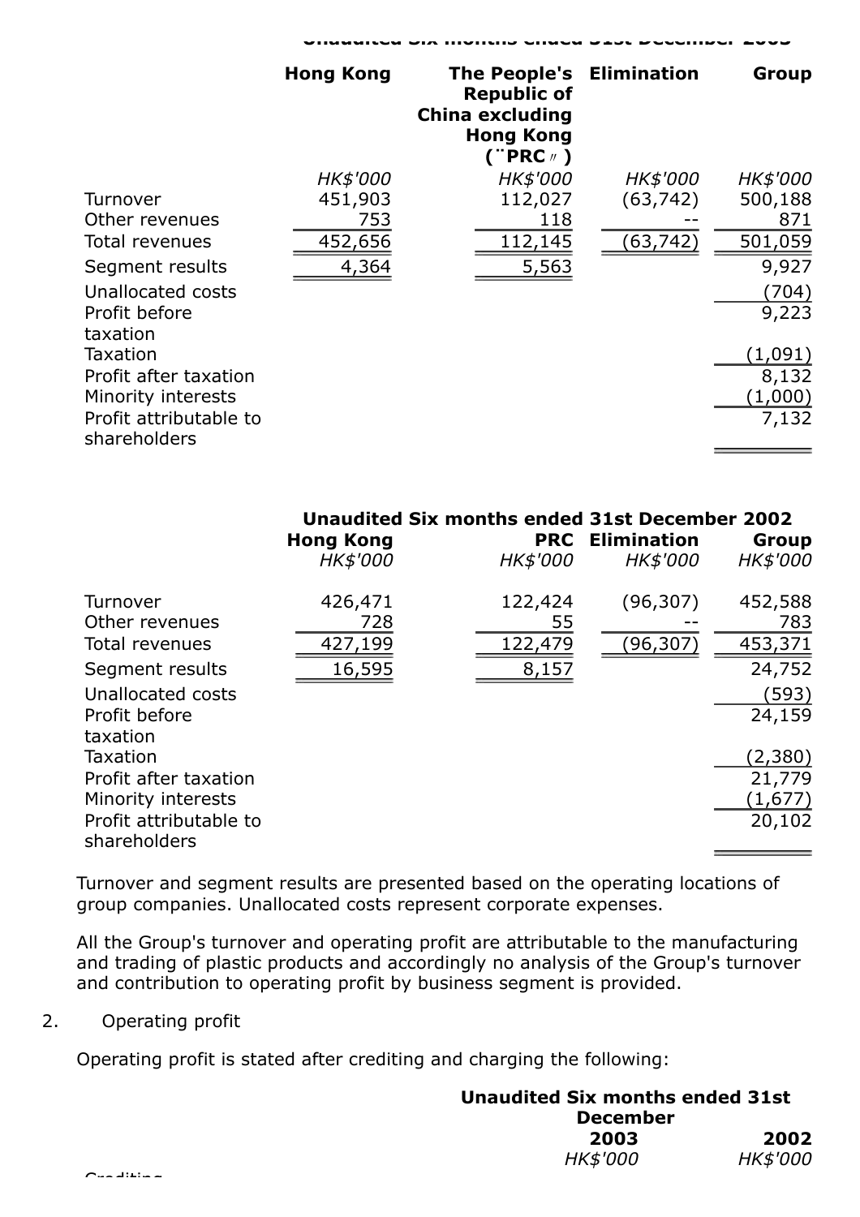| | Unaudited Six months ended 31st December 2003 | | | |
|---|---|---|---|---|
| | Hong Kong | The People's Republic of China excluding Hong Kong ("PRC") | Elimination | Group |
| | *HK$'000* | *HK$'000* | *HK$'000* | *HK$'000* |
| Turnover | 451,903 | 112,027 | (63,742) | 500,188 |
| Other revenues | 753 | 118 | -- | 871 |
| Total revenues | 452,656 | 112,145 | (63,742) | 501,059 |
| Segment results | 4,364 | 5,563 | | 9,927 |
| Unallocated costs | | | | (704) |
| Profit before taxation | | | | 9,223 |
| Taxation | | | | (1,091) |
| Profit after taxation | | | | 8,132 |
| Minority interests | | | | (1,000) |
| Profit attributable to shareholders | | | | 7,132 |

| | Unaudited Six months ended 31st December 2002 | | | |
|---|---|---|---|---|
| | Hong Kong | PRC | Elimination | Group |
| | *HK$'000* | *HK$'000* | *HK$'000* | *HK$'000* |
| Turnover | 426,471 | 122,424 | (96,307) | 452,588 |
| Other revenues | 728 | 55 | -- | 783 |
| Total revenues | 427,199 | 122,479 | (96,307) | 453,371 |
| Segment results | 16,595 | 8,157 | | 24,752 |
| Unallocated costs | | | | (593) |
| Profit before taxation | | | | 24,159 |
| Taxation | | | | (2,380) |
| Profit after taxation | | | | 21,779 |
| Minority interests | | | | (1,677) |
| Profit attributable to shareholders | | | | 20,102 |

Turnover and segment results are presented based on the operating locations of group companies. Unallocated costs represent corporate expenses.

All the Group's turnover and operating profit are attributable to the manufacturing and trading of plastic products and accordingly no analysis of the Group's turnover and contribution to operating profit by business segment is provided.

2. Operating profit

Operating profit is stated after crediting and charging the following:

| | Unaudited Six months ended 31st December | |
|---|---|---|
| | 2003 | 2002 |
| | *HK$'000* | *HK$'000* |
| Crediting | | |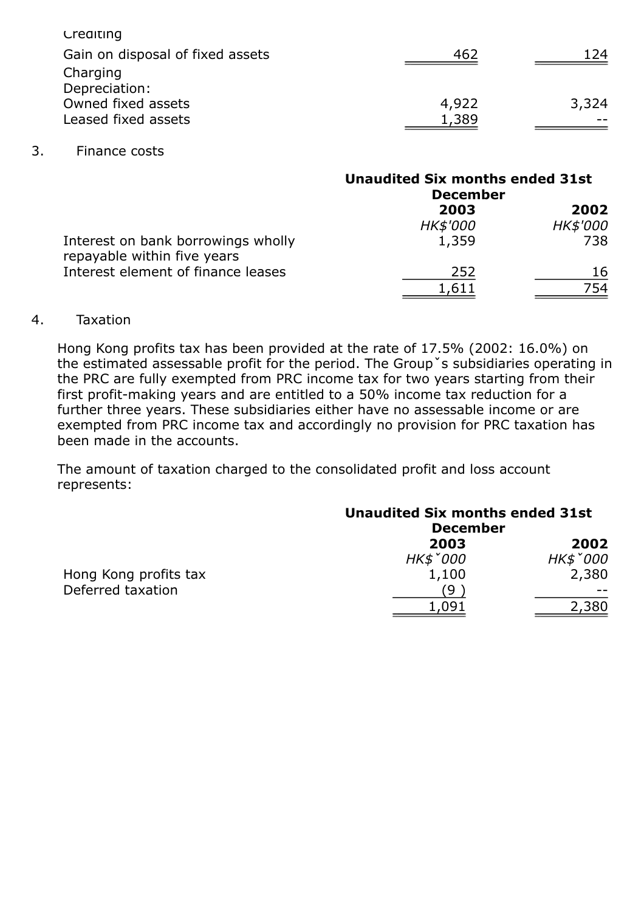| | | |
|---|---|---|
| Crediting | | |
| Gain on disposal of fixed assets | 462 | 124 |
| Charging | | |
| Depreciation: | | |
| Owned fixed assets | 4,922 | 3,324 |
| Leased fixed assets | 1,389 | -- |

3. Finance costs

| | Unaudited Six months ended 31st December | |
|---|---|---|
| | **2003** | **2002** |
| | *HK$'000* | *HK$'000* |
| Interest on bank borrowings wholly repayable within five years | 1,359 | 738 |
| Interest element of finance leases | 252 | 16 |
| | 1,611 | 754 |

4. Taxation

Hong Kong profits tax has been provided at the rate of 17.5% (2002: 16.0%) on the estimated assessable profit for the period. The Groupˇs subsidiaries operating in the PRC are fully exempted from PRC income tax for two years starting from their first profit-making years and are entitled to a 50% income tax reduction for a further three years. These subsidiaries either have no assessable income or are exempted from PRC income tax and accordingly no provision for PRC taxation has been made in the accounts.

The amount of taxation charged to the consolidated profit and loss account represents:

| | Unaudited Six months ended 31st December | |
|---|---|---|
| | **2003** | **2002** |
| | *HK$ˇ000* | *HK$ˇ000* |
| Hong Kong profits tax | 1,100 | 2,380 |
| Deferred taxation | (9 ) | -- |
| | 1,091 | 2,380 |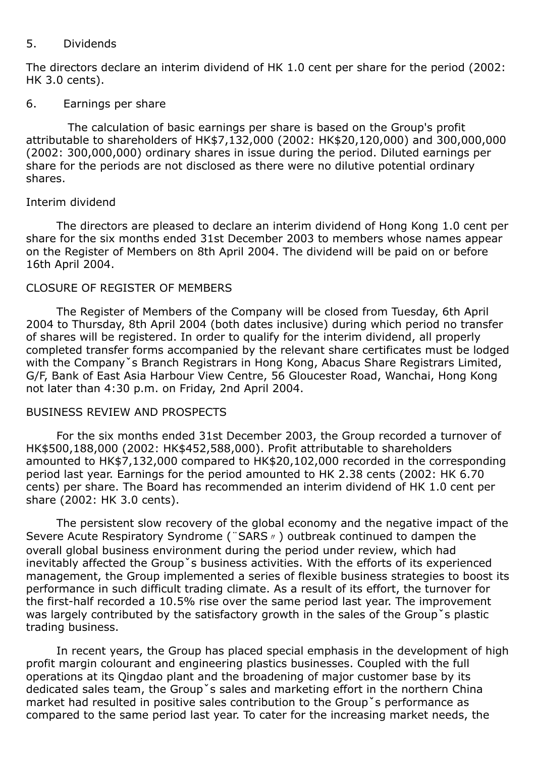5. Dividends

The directors declare an interim dividend of HK 1.0 cent per share for the period (2002: HK 3.0 cents).

6. Earnings per share

The calculation of basic earnings per share is based on the Group's profit attributable to shareholders of HK$7,132,000 (2002: HK$20,120,000) and 300,000,000 (2002: 300,000,000) ordinary shares in issue during the period. Diluted earnings per share for the periods are not disclosed as there were no dilutive potential ordinary shares.

Interim dividend

The directors are pleased to declare an interim dividend of Hong Kong 1.0 cent per share for the six months ended 31st December 2003 to members whose names appear on the Register of Members on 8th April 2004. The dividend will be paid on or before 16th April 2004.

CLOSURE OF REGISTER OF MEMBERS

The Register of Members of the Company will be closed from Tuesday, 6th April 2004 to Thursday, 8th April 2004 (both dates inclusive) during which period no transfer of shares will be registered. In order to qualify for the interim dividend, all properly completed transfer forms accompanied by the relevant share certificates must be lodged with the Companyˇs Branch Registrars in Hong Kong, Abacus Share Registrars Limited, G/F, Bank of East Asia Harbour View Centre, 56 Gloucester Road, Wanchai, Hong Kong not later than 4:30 p.m. on Friday, 2nd April 2004.

BUSINESS REVIEW AND PROSPECTS

For the six months ended 31st December 2003, the Group recorded a turnover of HK$500,188,000 (2002: HK$452,588,000). Profit attributable to shareholders amounted to HK$7,132,000 compared to HK$20,102,000 recorded in the corresponding period last year. Earnings for the period amounted to HK 2.38 cents (2002: HK 6.70 cents) per share. The Board has recommended an interim dividend of HK 1.0 cent per share (2002: HK 3.0 cents).

The persistent slow recovery of the global economy and the negative impact of the Severe Acute Respiratory Syndrome (¨SARS〃) outbreak continued to dampen the overall global business environment during the period under review, which had inevitably affected the Groupˇs business activities. With the efforts of its experienced management, the Group implemented a series of flexible business strategies to boost its performance in such difficult trading climate. As a result of its effort, the turnover for the first-half recorded a 10.5% rise over the same period last year. The improvement was largely contributed by the satisfactory growth in the sales of the Groupˇs plastic trading business.

In recent years, the Group has placed special emphasis in the development of high profit margin colourant and engineering plastics businesses. Coupled with the full operations at its Qingdao plant and the broadening of major customer base by its dedicated sales team, the Groupˇs sales and marketing effort in the northern China market had resulted in positive sales contribution to the Groupˇs performance as compared to the same period last year. To cater for the increasing market needs, the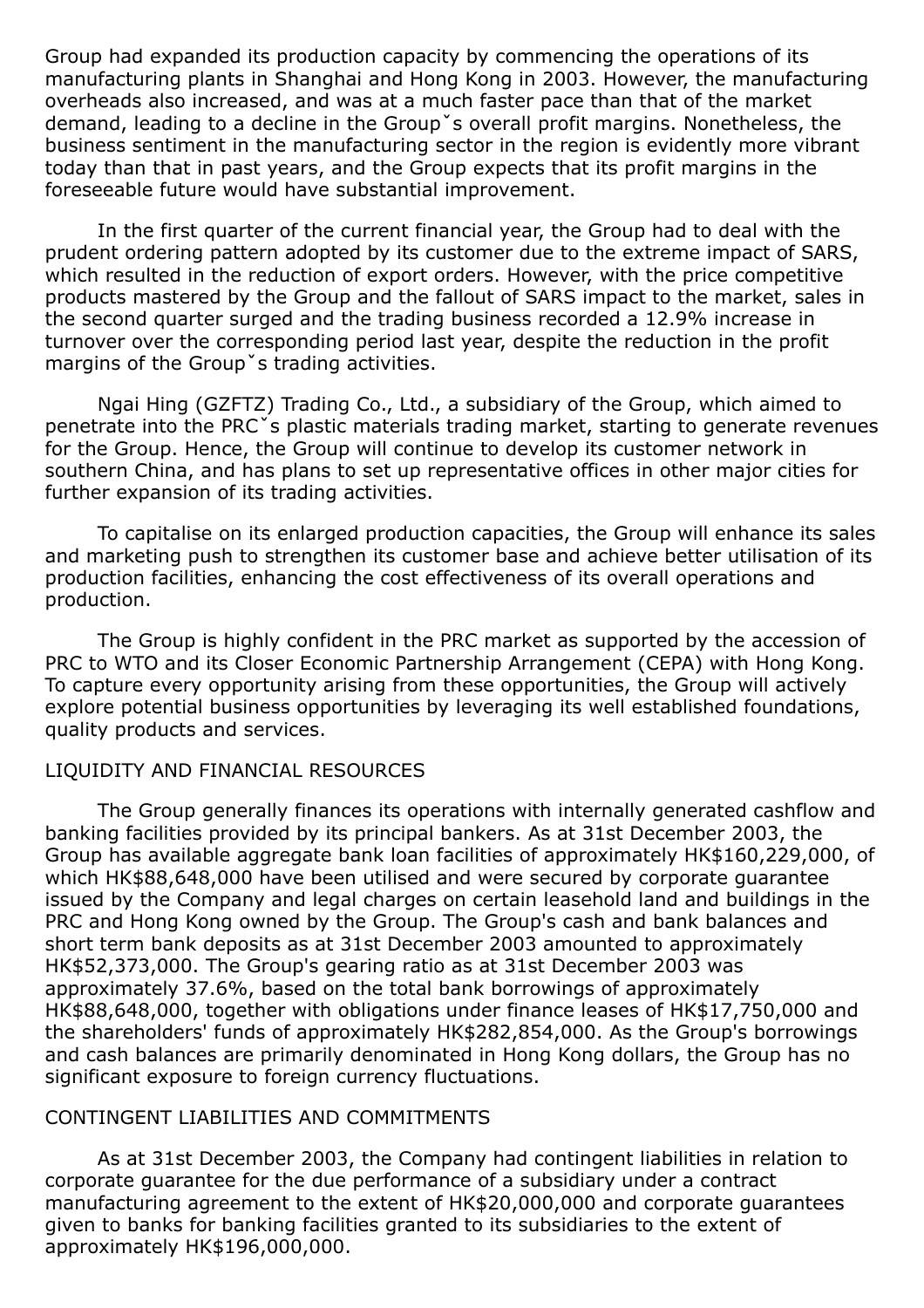Group had expanded its production capacity by commencing the operations of its manufacturing plants in Shanghai and Hong Kong in 2003. However, the manufacturing overheads also increased, and was at a much faster pace than that of the market demand, leading to a decline in the Groupˇs overall profit margins. Nonetheless, the business sentiment in the manufacturing sector in the region is evidently more vibrant today than that in past years, and the Group expects that its profit margins in the foreseeable future would have substantial improvement.

In the first quarter of the current financial year, the Group had to deal with the prudent ordering pattern adopted by its customer due to the extreme impact of SARS, which resulted in the reduction of export orders. However, with the price competitive products mastered by the Group and the fallout of SARS impact to the market, sales in the second quarter surged and the trading business recorded a 12.9% increase in turnover over the corresponding period last year, despite the reduction in the profit margins of the Groupˇs trading activities.

Ngai Hing (GZFTZ) Trading Co., Ltd., a subsidiary of the Group, which aimed to penetrate into the PRCˇs plastic materials trading market, starting to generate revenues for the Group. Hence, the Group will continue to develop its customer network in southern China, and has plans to set up representative offices in other major cities for further expansion of its trading activities.

To capitalise on its enlarged production capacities, the Group will enhance its sales and marketing push to strengthen its customer base and achieve better utilisation of its production facilities, enhancing the cost effectiveness of its overall operations and production.

The Group is highly confident in the PRC market as supported by the accession of PRC to WTO and its Closer Economic Partnership Arrangement (CEPA) with Hong Kong. To capture every opportunity arising from these opportunities, the Group will actively explore potential business opportunities by leveraging its well established foundations, quality products and services.

## LIQUIDITY AND FINANCIAL RESOURCES

The Group generally finances its operations with internally generated cashflow and banking facilities provided by its principal bankers. As at 31st December 2003, the Group has available aggregate bank loan facilities of approximately HK$160,229,000, of which HK$88,648,000 have been utilised and were secured by corporate guarantee issued by the Company and legal charges on certain leasehold land and buildings in the PRC and Hong Kong owned by the Group. The Group's cash and bank balances and short term bank deposits as at 31st December 2003 amounted to approximately HK$52,373,000. The Group's gearing ratio as at 31st December 2003 was approximately 37.6%, based on the total bank borrowings of approximately HK$88,648,000, together with obligations under finance leases of HK$17,750,000 and the shareholders' funds of approximately HK$282,854,000. As the Group's borrowings and cash balances are primarily denominated in Hong Kong dollars, the Group has no significant exposure to foreign currency fluctuations.

## CONTINGENT LIABILITIES AND COMMITMENTS

As at 31st December 2003, the Company had contingent liabilities in relation to corporate guarantee for the due performance of a subsidiary under a contract manufacturing agreement to the extent of HK$20,000,000 and corporate guarantees given to banks for banking facilities granted to its subsidiaries to the extent of approximately HK$196,000,000.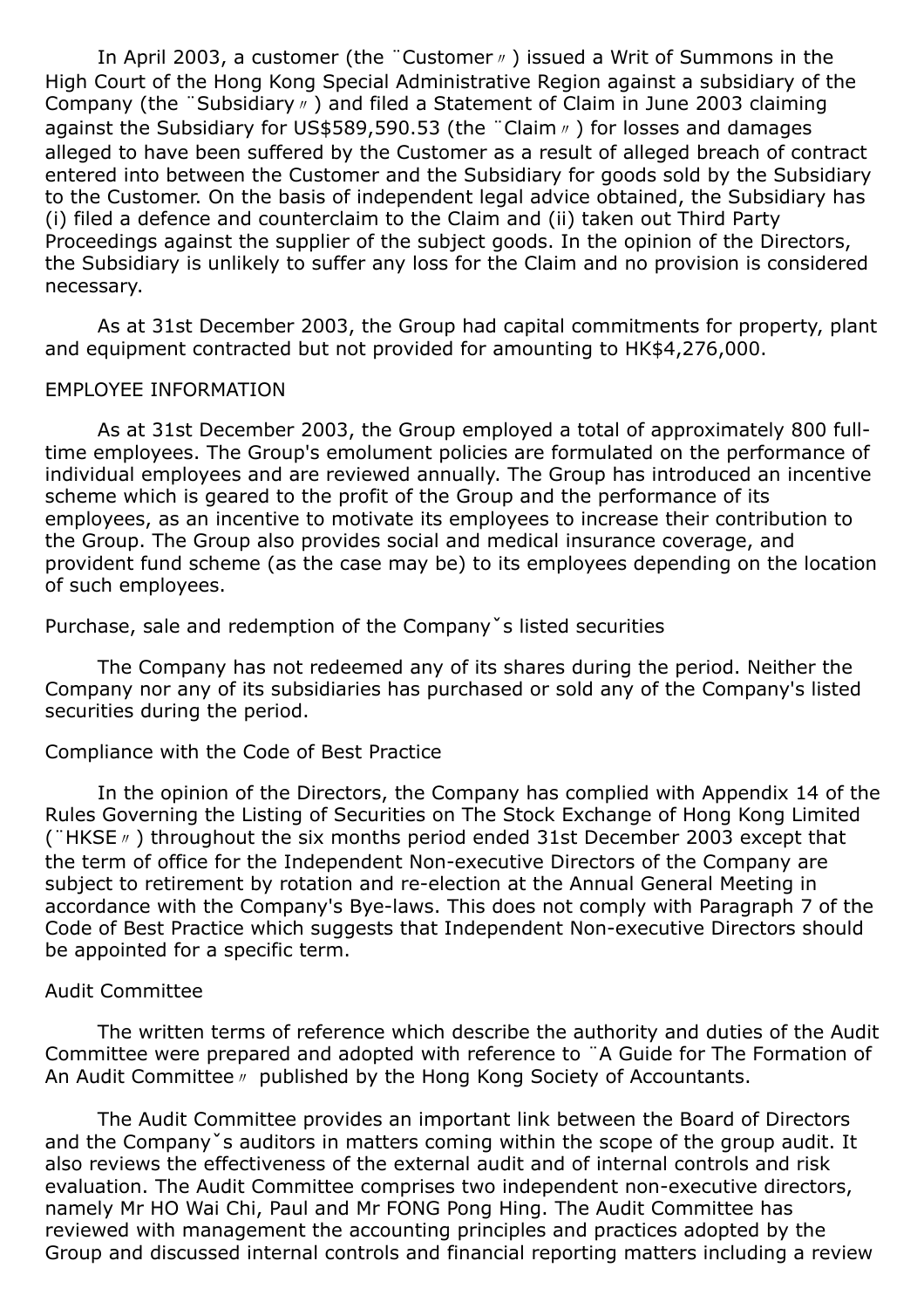In April 2003, a customer (the ¨Customer〃) issued a Writ of Summons in the High Court of the Hong Kong Special Administrative Region against a subsidiary of the Company (the ¨Subsidiary〃) and filed a Statement of Claim in June 2003 claiming against the Subsidiary for US$589,590.53 (the ¨Claim〃) for losses and damages alleged to have been suffered by the Customer as a result of alleged breach of contract entered into between the Customer and the Subsidiary for goods sold by the Subsidiary to the Customer. On the basis of independent legal advice obtained, the Subsidiary has (i) filed a defence and counterclaim to the Claim and (ii) taken out Third Party Proceedings against the supplier of the subject goods. In the opinion of the Directors, the Subsidiary is unlikely to suffer any loss for the Claim and no provision is considered necessary.

As at 31st December 2003, the Group had capital commitments for property, plant and equipment contracted but not provided for amounting to HK$4,276,000.

## EMPLOYEE INFORMATION

As at 31st December 2003, the Group employed a total of approximately 800 full-time employees. The Group's emolument policies are formulated on the performance of individual employees and are reviewed annually. The Group has introduced an incentive scheme which is geared to the profit of the Group and the performance of its employees, as an incentive to motivate its employees to increase their contribution to the Group. The Group also provides social and medical insurance coverage, and provident fund scheme (as the case may be) to its employees depending on the location of such employees.

## Purchase, sale and redemption of the Company˘s listed securities

The Company has not redeemed any of its shares during the period. Neither the Company nor any of its subsidiaries has purchased or sold any of the Company's listed securities during the period.

## Compliance with the Code of Best Practice

In the opinion of the Directors, the Company has complied with Appendix 14 of the Rules Governing the Listing of Securities on The Stock Exchange of Hong Kong Limited (¨HKSE〃) throughout the six months period ended 31st December 2003 except that the term of office for the Independent Non-executive Directors of the Company are subject to retirement by rotation and re-election at the Annual General Meeting in accordance with the Company's Bye-laws. This does not comply with Paragraph 7 of the Code of Best Practice which suggests that Independent Non-executive Directors should be appointed for a specific term.

## Audit Committee

The written terms of reference which describe the authority and duties of the Audit Committee were prepared and adopted with reference to ¨A Guide for The Formation of An Audit Committee〃 published by the Hong Kong Society of Accountants.

The Audit Committee provides an important link between the Board of Directors and the Company˘s auditors in matters coming within the scope of the group audit. It also reviews the effectiveness of the external audit and of internal controls and risk evaluation. The Audit Committee comprises two independent non-executive directors, namely Mr HO Wai Chi, Paul and Mr FONG Pong Hing. The Audit Committee has reviewed with management the accounting principles and practices adopted by the Group and discussed internal controls and financial reporting matters including a review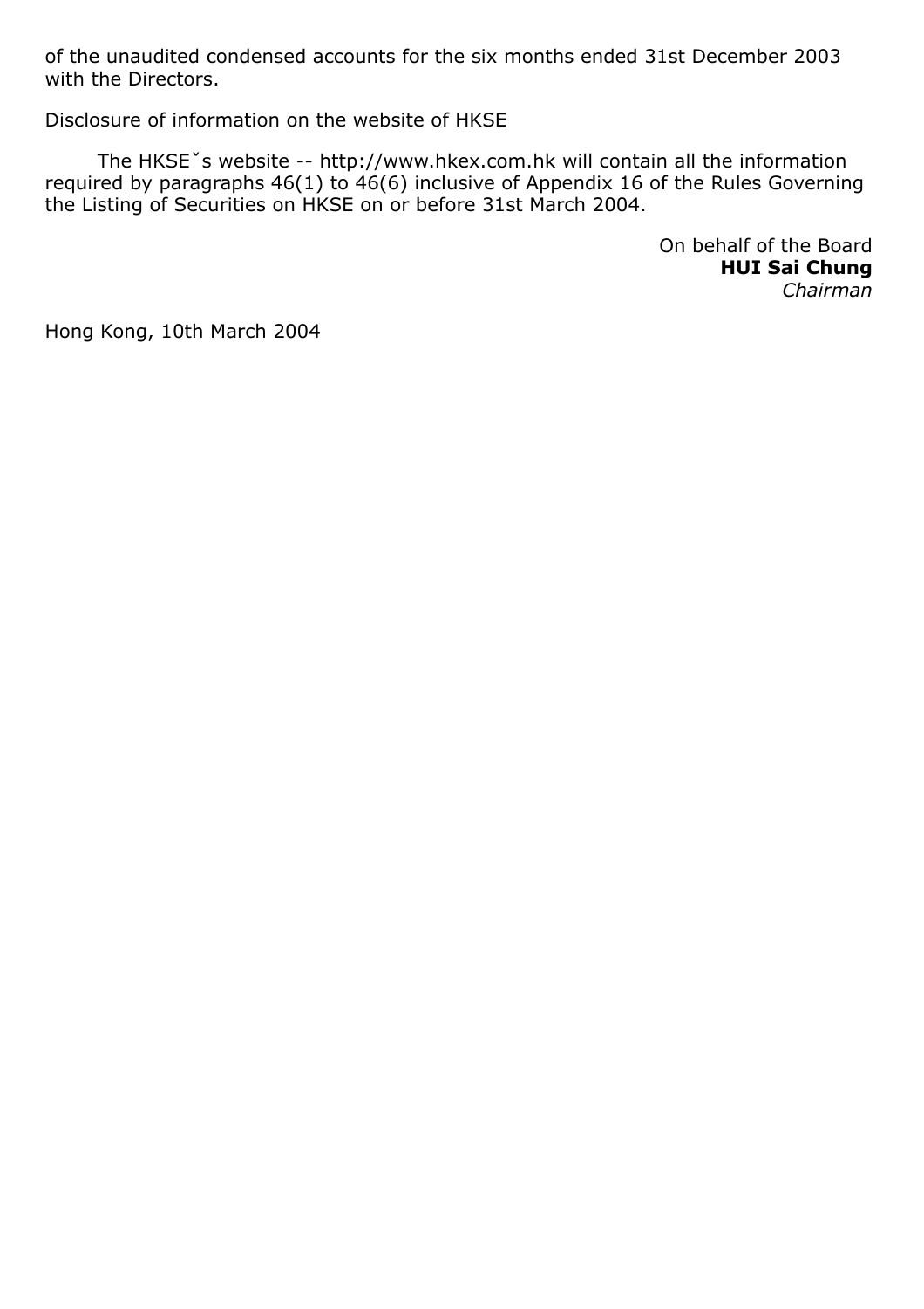of the unaudited condensed accounts for the six months ended 31st December 2003 with the Directors.

Disclosure of information on the website of HKSE

The HKSEˇs website -- http://www.hkex.com.hk will contain all the information required by paragraphs 46(1) to 46(6) inclusive of Appendix 16 of the Rules Governing the Listing of Securities on HKSE on or before 31st March 2004.

On behalf of the Board
**HUI Sai Chung**
*Chairman*

Hong Kong, 10th March 2004